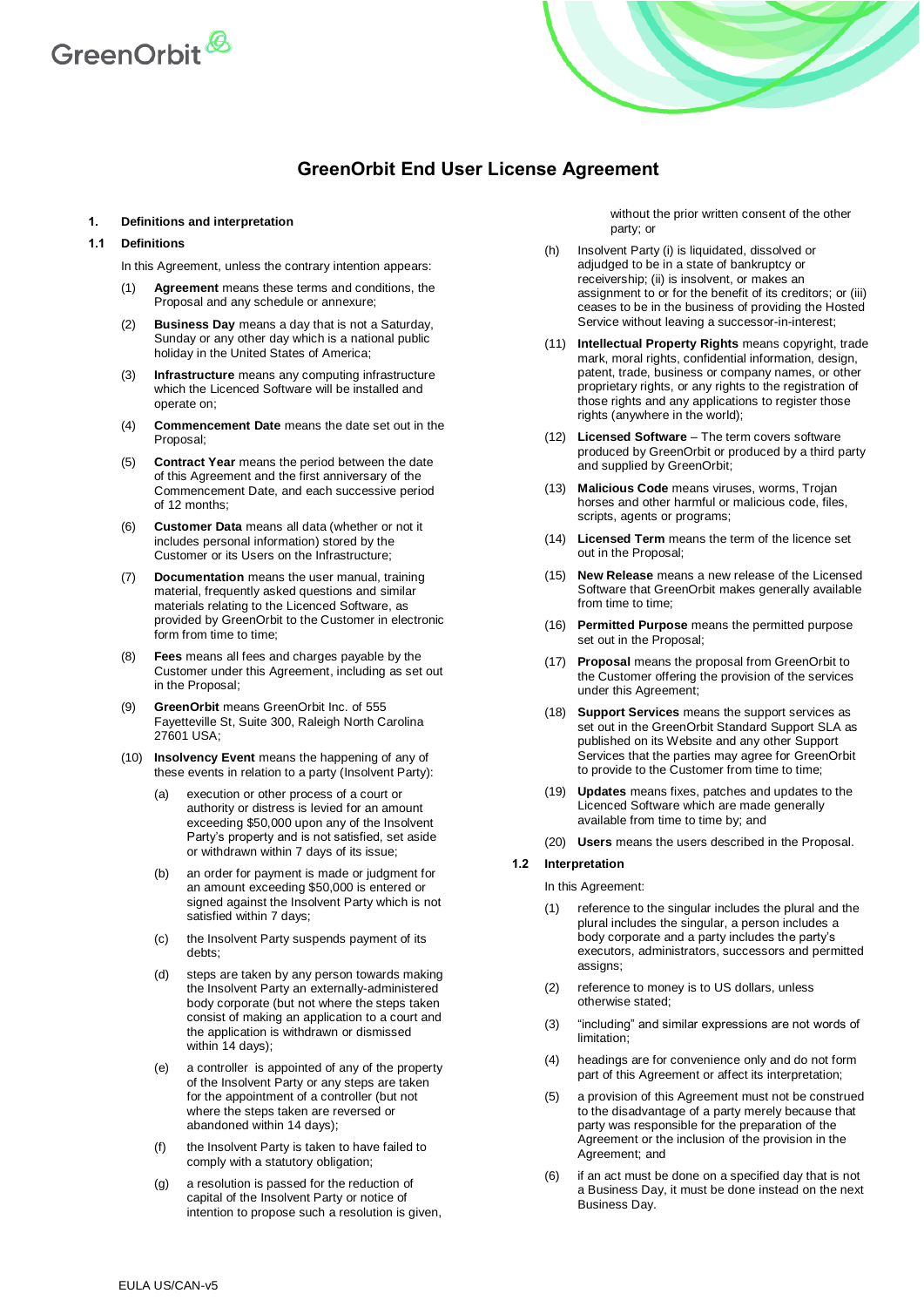# GreenOrbit End User License Agreement

## 1. Definitions and interpretation

### 1.1 Definitions

In this Agreement, unless the contrary intention appears:

(1) **Agreement** means these terms and conditions, the Proposal and any schedule or annexure;

(2) **Business Day** means a day that is not a Saturday, Sunday or any other day which is a national public holiday in the United States of America;

(3) **Infrastructure** means any computing infrastructure which the Licenced Software will be installed and operate on;

(4) **Commencement Date** means the date set out in the Proposal;

(5) **Contract Year** means the period between the date of this Agreement and the first anniversary of the Commencement Date, and each successive period of 12 months;

(6) **Customer Data** means all data (whether or not it includes personal information) stored by the Customer or its Users on the Infrastructure;

(7) **Documentation** means the user manual, training material, frequently asked questions and similar materials relating to the Licenced Software, as provided by GreenOrbit to the Customer in electronic form from time to time;

(8) **Fees** means all fees and charges payable by the Customer under this Agreement, including as set out in the Proposal;

(9) **GreenOrbit** means GreenOrbit Inc. of 555 Fayetteville St, Suite 300, Raleigh North Carolina 27601 USA;

(10) **Insolvency Event** means the happening of any of these events in relation to a party (Insolvent Party):

(a) execution or other process of a court or authority or distress is levied for an amount exceeding $50,000 upon any of the Insolvent Party's property and is not satisfied, set aside or withdrawn within 7 days of its issue;

(b) an order for payment is made or judgment for an amount exceeding $50,000 is entered or signed against the Insolvent Party which is not satisfied within 7 days;

(c) the Insolvent Party suspends payment of its debts;

(d) steps are taken by any person towards making the Insolvent Party an externally-administered body corporate (but not where the steps taken consist of making an application to a court and the application is withdrawn or dismissed within 14 days);

(e) a controller is appointed of any of the property of the Insolvent Party or any steps are taken for the appointment of a controller (but not where the steps taken are reversed or abandoned within 14 days);

(f) the Insolvent Party is taken to have failed to comply with a statutory obligation;

(g) a resolution is passed for the reduction of capital of the Insolvent Party or notice of intention to propose such a resolution is given, without the prior written consent of the other party; or

(h) Insolvent Party (i) is liquidated, dissolved or adjudged to be in a state of bankruptcy or receivership; (ii) is insolvent, or makes an assignment to or for the benefit of its creditors; or (iii) ceases to be in the business of providing the Hosted Service without leaving a successor-in-interest;

(11) **Intellectual Property Rights** means copyright, trade mark, moral rights, confidential information, design, patent, trade, business or company names, or other proprietary rights, or any rights to the registration of those rights and any applications to register those rights (anywhere in the world);

(12) **Licensed Software** – The term covers software produced by GreenOrbit or produced by a third party and supplied by GreenOrbit;

(13) **Malicious Code** means viruses, worms, Trojan horses and other harmful or malicious code, files, scripts, agents or programs;

(14) **Licensed Term** means the term of the licence set out in the Proposal;

(15) **New Release** means a new release of the Licensed Software that GreenOrbit makes generally available from time to time;

(16) **Permitted Purpose** means the permitted purpose set out in the Proposal;

(17) **Proposal** means the proposal from GreenOrbit to the Customer offering the provision of the services under this Agreement;

(18) **Support Services** means the support services as set out in the GreenOrbit Standard Support SLA as published on its Website and any other Support Services that the parties may agree for GreenOrbit to provide to the Customer from time to time;

(19) **Updates** means fixes, patches and updates to the Licenced Software which are made generally available from time to time by; and

(20) **Users** means the users described in the Proposal.

### 1.2 Interpretation

In this Agreement:

(1) reference to the singular includes the plural and the plural includes the singular, a person includes a body corporate and a party includes the party's executors, administrators, successors and permitted assigns;

(2) reference to money is to US dollars, unless otherwise stated;

(3) "including" and similar expressions are not words of limitation;

(4) headings are for convenience only and do not form part of this Agreement or affect its interpretation;

(5) a provision of this Agreement must not be construed to the disadvantage of a party merely because that party was responsible for the preparation of the Agreement or the inclusion of the provision in the Agreement; and

(6) if an act must be done on a specified day that is not a Business Day, it must be done instead on the next Business Day.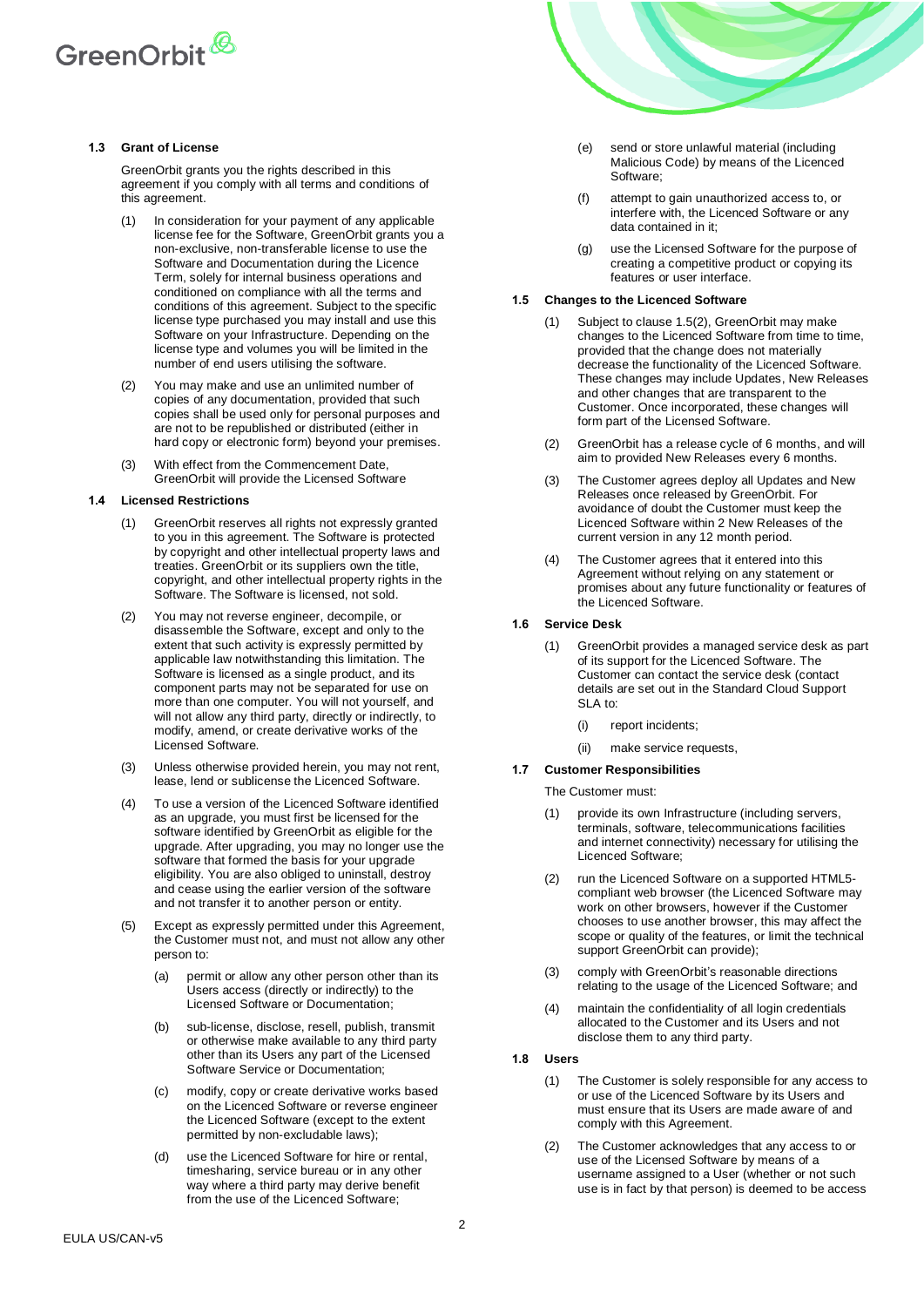### 1.3 Grant of License

GreenOrbit grants you the rights described in this agreement if you comply with all terms and conditions of this agreement.

(1) In consideration for your payment of any applicable license fee for the Software, GreenOrbit grants you a non-exclusive, non-transferable license to use the Software and Documentation during the Licence Term, solely for internal business operations and conditioned on compliance with all the terms and conditions of this agreement. Subject to the specific license type purchased you may install and use this Software on your Infrastructure. Depending on the license type and volumes you will be limited in the number of end users utilising the software.

(2) You may make and use an unlimited number of copies of any documentation, provided that such copies shall be used only for personal purposes and are not to be republished or distributed (either in hard copy or electronic form) beyond your premises.

(3) With effect from the Commencement Date, GreenOrbit will provide the Licensed Software

### 1.4 Licensed Restrictions

(1) GreenOrbit reserves all rights not expressly granted to you in this agreement. The Software is protected by copyright and other intellectual property laws and treaties. GreenOrbit or its suppliers own the title, copyright, and other intellectual property rights in the Software. The Software is licensed, not sold.

(2) You may not reverse engineer, decompile, or disassemble the Software, except and only to the extent that such activity is expressly permitted by applicable law notwithstanding this limitation. The Software is licensed as a single product, and its component parts may not be separated for use on more than one computer. You will not yourself, and will not allow any third party, directly or indirectly, to modify, amend, or create derivative works of the Licensed Software.

(3) Unless otherwise provided herein, you may not rent, lease, lend or sublicense the Licenced Software.

(4) To use a version of the Licenced Software identified as an upgrade, you must first be licensed for the software identified by GreenOrbit as eligible for the upgrade. After upgrading, you may no longer use the software that formed the basis for your upgrade eligibility. You are also obliged to uninstall, destroy and cease using the earlier version of the software and not transfer it to another person or entity.

(5) Except as expressly permitted under this Agreement, the Customer must not, and must not allow any other person to:

(a) permit or allow any other person other than its Users access (directly or indirectly) to the Licensed Software or Documentation;

(b) sub-license, disclose, resell, publish, transmit or otherwise make available to any third party other than its Users any part of the Licensed Software Service or Documentation;

(c) modify, copy or create derivative works based on the Licenced Software or reverse engineer the Licenced Software (except to the extent permitted by non-excludable laws);

(d) use the Licenced Software for hire or rental, timesharing, service bureau or in any other way where a third party may derive benefit from the use of the Licenced Software;

(e) send or store unlawful material (including Malicious Code) by means of the Licenced Software;

(f) attempt to gain unauthorized access to, or interfere with, the Licenced Software or any data contained in it;

(g) use the Licensed Software for the purpose of creating a competitive product or copying its features or user interface.

### 1.5 Changes to the Licenced Software

(1) Subject to clause 1.5(2), GreenOrbit may make changes to the Licenced Software from time to time, provided that the change does not materially decrease the functionality of the Licenced Software. These changes may include Updates, New Releases and other changes that are transparent to the Customer. Once incorporated, these changes will form part of the Licensed Software.

(2) GreenOrbit has a release cycle of 6 months, and will aim to provided New Releases every 6 months.

(3) The Customer agrees deploy all Updates and New Releases once released by GreenOrbit. For avoidance of doubt the Customer must keep the Licenced Software within 2 New Releases of the current version in any 12 month period.

(4) The Customer agrees that it entered into this Agreement without relying on any statement or promises about any future functionality or features of the Licenced Software.

### 1.6 Service Desk

(1) GreenOrbit provides a managed service desk as part of its support for the Licenced Software. The Customer can contact the service desk (contact details are set out in the Standard Cloud Support SLA to:

(i) report incidents;

(ii) make service requests,

### 1.7 Customer Responsibilities

The Customer must:

(1) provide its own Infrastructure (including servers, terminals, software, telecommunications facilities and internet connectivity) necessary for utilising the Licenced Software;

(2) run the Licenced Software on a supported HTML5-compliant web browser (the Licenced Software may work on other browsers, however if the Customer chooses to use another browser, this may affect the scope or quality of the features, or limit the technical support GreenOrbit can provide);

(3) comply with GreenOrbit's reasonable directions relating to the usage of the Licenced Software; and

(4) maintain the confidentiality of all login credentials allocated to the Customer and its Users and not disclose them to any third party.

### 1.8 Users

(1) The Customer is solely responsible for any access to or use of the Licenced Software by its Users and must ensure that its Users are made aware of and comply with this Agreement.

(2) The Customer acknowledges that any access to or use of the Licensed Software by means of a username assigned to a User (whether or not such use is in fact by that person) is deemed to be access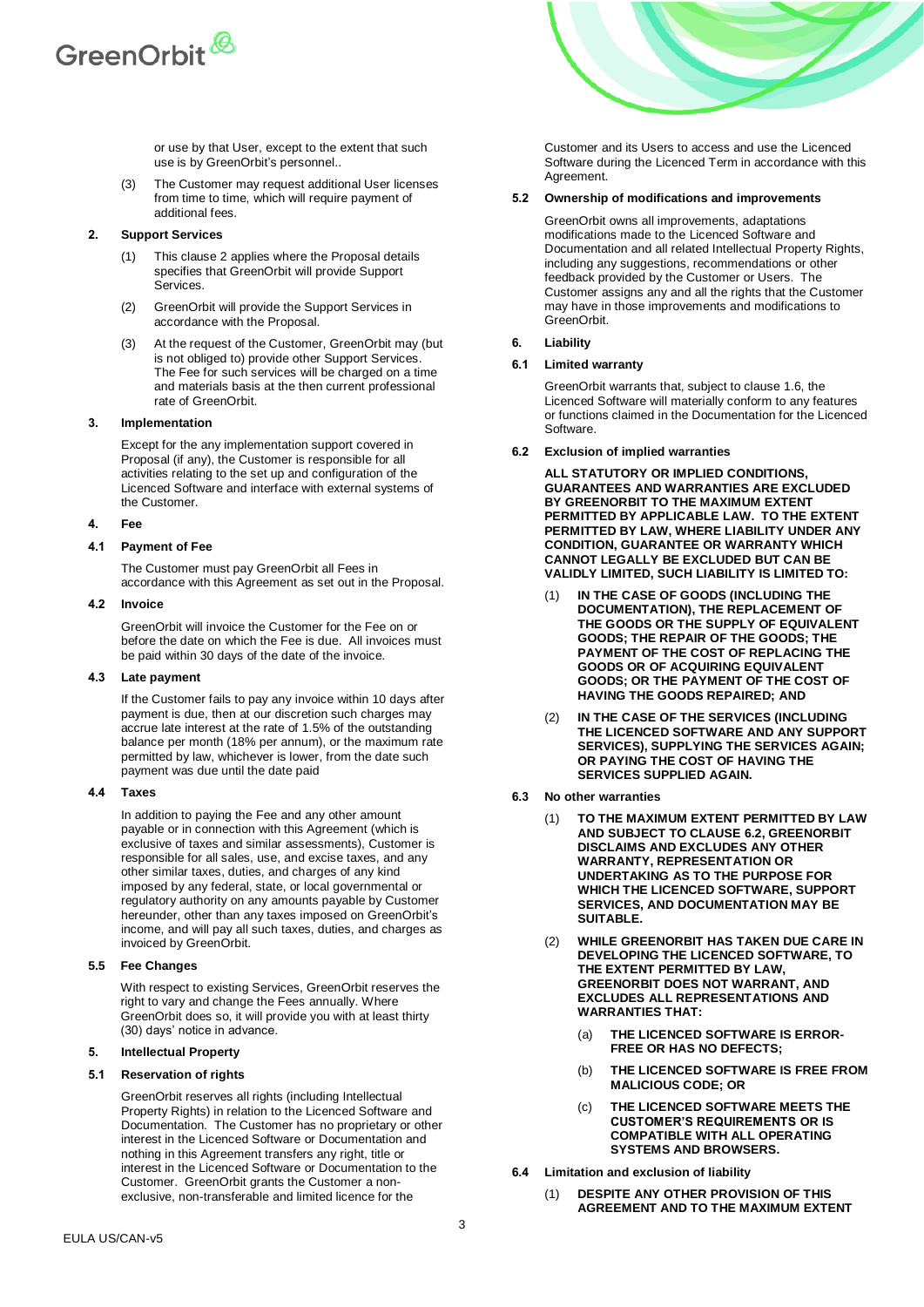or use by that User, except to the extent that such use is by GreenOrbit's personnel..

(3) The Customer may request additional User licenses from time to time, which will require payment of additional fees.

## 2. Support Services

(1) This clause 2 applies where the Proposal details specifies that GreenOrbit will provide Support Services.

(2) GreenOrbit will provide the Support Services in accordance with the Proposal.

(3) At the request of the Customer, GreenOrbit may (but is not obliged to) provide other Support Services. The Fee for such services will be charged on a time and materials basis at the then current professional rate of GreenOrbit.

## 3. Implementation

Except for the any implementation support covered in Proposal (if any), the Customer is responsible for all activities relating to the set up and configuration of the Licenced Software and interface with external systems of the Customer.

## 4. Fee

### 4.1 Payment of Fee

The Customer must pay GreenOrbit all Fees in accordance with this Agreement as set out in the Proposal.

### 4.2 Invoice

GreenOrbit will invoice the Customer for the Fee on or before the date on which the Fee is due. All invoices must be paid within 30 days of the date of the invoice.

### 4.3 Late payment

If the Customer fails to pay any invoice within 10 days after payment is due, then at our discretion such charges may accrue late interest at the rate of 1.5% of the outstanding balance per month (18% per annum), or the maximum rate permitted by law, whichever is lower, from the date such payment was due until the date paid

### 4.4 Taxes

In addition to paying the Fee and any other amount payable or in connection with this Agreement (which is exclusive of taxes and similar assessments), Customer is responsible for all sales, use, and excise taxes, and any other similar taxes, duties, and charges of any kind imposed by any federal, state, or local governmental or regulatory authority on any amounts payable by Customer hereunder, other than any taxes imposed on GreenOrbit's income, and will pay all such taxes, duties, and charges as invoiced by GreenOrbit.

### 5.5 Fee Changes

With respect to existing Services, GreenOrbit reserves the right to vary and change the Fees annually. Where GreenOrbit does so, it will provide you with at least thirty (30) days' notice in advance.

## 5. Intellectual Property

### 5.1 Reservation of rights

GreenOrbit reserves all rights (including Intellectual Property Rights) in relation to the Licenced Software and Documentation. The Customer has no proprietary or other interest in the Licenced Software or Documentation and nothing in this Agreement transfers any right, title or interest in the Licenced Software or Documentation to the Customer. GreenOrbit grants the Customer a non-exclusive, non-transferable and limited licence for the Customer and its Users to access and use the Licenced Software during the Licenced Term in accordance with this Agreement.

### 5.2 Ownership of modifications and improvements

GreenOrbit owns all improvements, adaptations modifications made to the Licenced Software and Documentation and all related Intellectual Property Rights, including any suggestions, recommendations or other feedback provided by the Customer or Users. The Customer assigns any and all the rights that the Customer may have in those improvements and modifications to GreenOrbit.

## 6. Liability

### 6.1 Limited warranty

GreenOrbit warrants that, subject to clause 1.6, the Licenced Software will materially conform to any features or functions claimed in the Documentation for the Licenced Software.

### 6.2 Exclusion of implied warranties

**ALL STATUTORY OR IMPLIED CONDITIONS, GUARANTEES AND WARRANTIES ARE EXCLUDED BY GREENORBIT TO THE MAXIMUM EXTENT PERMITTED BY APPLICABLE LAW. TO THE EXTENT PERMITTED BY LAW, WHERE LIABILITY UNDER ANY CONDITION, GUARANTEE OR WARRANTY WHICH CANNOT LEGALLY BE EXCLUDED BUT CAN BE VALIDLY LIMITED, SUCH LIABILITY IS LIMITED TO:**

(1) **IN THE CASE OF GOODS (INCLUDING THE DOCUMENTATION), THE REPLACEMENT OF THE GOODS OR THE SUPPLY OF EQUIVALENT GOODS; THE REPAIR OF THE GOODS; THE PAYMENT OF THE COST OF REPLACING THE GOODS OR OF ACQUIRING EQUIVALENT GOODS; OR THE PAYMENT OF THE COST OF HAVING THE GOODS REPAIRED; AND**

(2) **IN THE CASE OF THE SERVICES (INCLUDING THE LICENCED SOFTWARE AND ANY SUPPORT SERVICES), SUPPLYING THE SERVICES AGAIN; OR PAYING THE COST OF HAVING THE SERVICES SUPPLIED AGAIN.**

### 6.3 No other warranties

(1) **TO THE MAXIMUM EXTENT PERMITTED BY LAW AND SUBJECT TO CLAUSE 6.2, GREENORBIT DISCLAIMS AND EXCLUDES ANY OTHER WARRANTY, REPRESENTATION OR UNDERTAKING AS TO THE PURPOSE FOR WHICH THE LICENCED SOFTWARE, SUPPORT SERVICES, AND DOCUMENTATION MAY BE SUITABLE.**

(2) **WHILE GREENORBIT HAS TAKEN DUE CARE IN DEVELOPING THE LICENCED SOFTWARE, TO THE EXTENT PERMITTED BY LAW, GREENORBIT DOES NOT WARRANT, AND EXCLUDES ALL REPRESENTATIONS AND WARRANTIES THAT:**

   (a) **THE LICENCED SOFTWARE IS ERROR-FREE OR HAS NO DEFECTS;**

   (b) **THE LICENCED SOFTWARE IS FREE FROM MALICIOUS CODE; OR**

   (c) **THE LICENCED SOFTWARE MEETS THE CUSTOMER'S REQUIREMENTS OR IS COMPATIBLE WITH ALL OPERATING SYSTEMS AND BROWSERS.**

### 6.4 Limitation and exclusion of liability

(1) **DESPITE ANY OTHER PROVISION OF THIS AGREEMENT AND TO THE MAXIMUM EXTENT**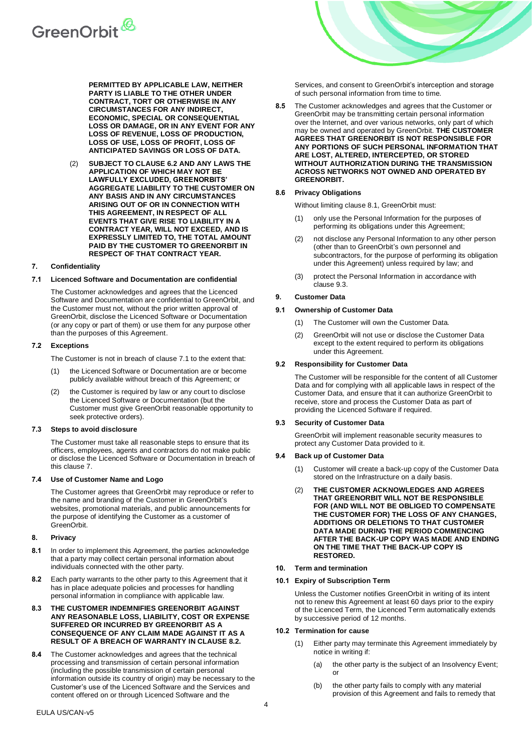**PERMITTED BY APPLICABLE LAW, NEITHER PARTY IS LIABLE TO THE OTHER UNDER CONTRACT, TORT OR OTHERWISE IN ANY CIRCUMSTANCES FOR ANY INDIRECT, ECONOMIC, SPECIAL OR CONSEQUENTIAL LOSS OR DAMAGE, OR IN ANY EVENT FOR ANY LOSS OF REVENUE, LOSS OF PRODUCTION, LOSS OF PROFIT, LOSS OF USE, LOSS OF ANTICIPATED SAVINGS OR LOSS OF DATA.**

(2) **SUBJECT TO CLAUSE 6.2 AND ANY LAWS THE APPLICATION OF WHICH MAY NOT BE LAWFULLY EXCLUDED, GREENORBITS' AGGREGATE LIABILITY TO THE CUSTOMER ON ANY BASIS AND IN ANY CIRCUMSTANCES ARISING OUT OF OR IN CONNECTION WITH THIS AGREEMENT, IN RESPECT OF ALL EVENTS THAT GIVE RISE TO LIABILITY IN A CONTRACT YEAR, WILL NOT EXCEED, AND IS EXPRESSLY LIMITED TO, THE TOTAL AMOUNT PAID BY THE CUSTOMER TO GREENORBIT IN RESPECT OF THAT CONTRACT YEAR.**

## 7. Confidentiality

### 7.1 Licenced Software and Documentation are confidential

The Customer acknowledges and agrees that the Licenced Software and Documentation are confidential to GreenOrbit, and the Customer must not, without the prior written approval of GreenOrbit, disclose the Licenced Software or Documentation (or any copy or part of them) or use them for any purpose other than the purposes of this Agreement.

### 7.2 Exceptions

The Customer is not in breach of clause 7.1 to the extent that:

(1) the Licenced Software or Documentation are or become publicly available without breach of this Agreement; or

(2) the Customer is required by law or any court to disclose the Licenced Software or Documentation (but the Customer must give GreenOrbit reasonable opportunity to seek protective orders).

### 7.3 Steps to avoid disclosure

The Customer must take all reasonable steps to ensure that its officers, employees, agents and contractors do not make public or disclose the Licenced Software or Documentation in breach of this clause 7.

### 7.4 Use of Customer Name and Logo

The Customer agrees that GreenOrbit may reproduce or refer to the name and branding of the Customer in GreenOrbit's websites, promotional materials, and public announcements for the purpose of identifying the Customer as a customer of GreenOrbit.

## 8. Privacy

**8.1** In order to implement this Agreement, the parties acknowledge that a party may collect certain personal information about individuals connected with the other party.

**8.2** Each party warrants to the other party to this Agreement that it has in place adequate policies and processes for handling personal information in compliance with applicable law.

**8.3** **THE CUSTOMER INDEMNIFIES GREENORBIT AGAINST ANY REASONABLE LOSS, LIABILITY, COST OR EXPENSE SUFFERED OR INCURRED BY GREENORBIT AS A CONSEQUENCE OF ANY CLAIM MADE AGAINST IT AS A RESULT OF A BREACH OF WARRANTY IN CLAUSE 8.2.**

**8.4** The Customer acknowledges and agrees that the technical processing and transmission of certain personal information (including the possible transmission of certain personal information outside its country of origin) may be necessary to the Customer's use of the Licenced Software and the Services and content offered on or through Licenced Software and the Services, and consent to GreenOrbit's interception and storage of such personal information from time to time.

**8.5** The Customer acknowledges and agrees that the Customer or GreenOrbit may be transmitting certain personal information over the Internet, and over various networks, only part of which may be owned and operated by GreenOrbit. **THE CUSTOMER AGREES THAT GREENORBIT IS NOT RESPONSIBLE FOR ANY PORTIONS OF SUCH PERSONAL INFORMATION THAT ARE LOST, ALTERED, INTERCEPTED, OR STORED WITHOUT AUTHORIZATION DURING THE TRANSMISSION ACROSS NETWORKS NOT OWNED AND OPERATED BY GREENORBIT.**

### 8.6 Privacy Obligations

Without limiting clause 8.1, GreenOrbit must:

(1) only use the Personal Information for the purposes of performing its obligations under this Agreement;

(2) not disclose any Personal Information to any other person (other than to GreenOrbit's own personnel and subcontractors, for the purpose of performing its obligation under this Agreement) unless required by law; and

(3) protect the Personal Information in accordance with clause 9.3.

## 9. Customer Data

### 9.1 Ownership of Customer Data

(1) The Customer will own the Customer Data.

(2) GreenOrbit will not use or disclose the Customer Data except to the extent required to perform its obligations under this Agreement.

### 9.2 Responsibility for Customer Data

The Customer will be responsible for the content of all Customer Data and for complying with all applicable laws in respect of the Customer Data, and ensure that it can authorize GreenOrbit to receive, store and process the Customer Data as part of providing the Licenced Software if required.

### 9.3 Security of Customer Data

GreenOrbit will implement reasonable security measures to protect any Customer Data provided to it.

### 9.4 Back up of Customer Data

(1) Customer will create a back-up copy of the Customer Data stored on the Infrastructure on a daily basis.

(2) **THE CUSTOMER ACKNOWLEDGES AND AGREES THAT GREENORBIT WILL NOT BE RESPONSIBLE FOR (AND WILL NOT BE OBLIGED TO COMPENSATE THE CUSTOMER FOR) THE LOSS OF ANY CHANGES, ADDITIONS OR DELETIONS TO THAT CUSTOMER DATA MADE DURING THE PERIOD COMMENCING AFTER THE BACK-UP COPY WAS MADE AND ENDING ON THE TIME THAT THE BACK-UP COPY IS RESTORED.**

## 10. Term and termination

### 10.1 Expiry of Subscription Term

Unless the Customer notifies GreenOrbit in writing of its intent not to renew this Agreement at least 60 days prior to the expiry of the Licenced Term, the Licenced Term automatically extends by successive period of 12 months.

### 10.2 Termination for cause

(1) Either party may terminate this Agreement immediately by notice in writing if:

(a) the other party is the subject of an Insolvency Event; or

(b) the other party fails to comply with any material provision of this Agreement and fails to remedy that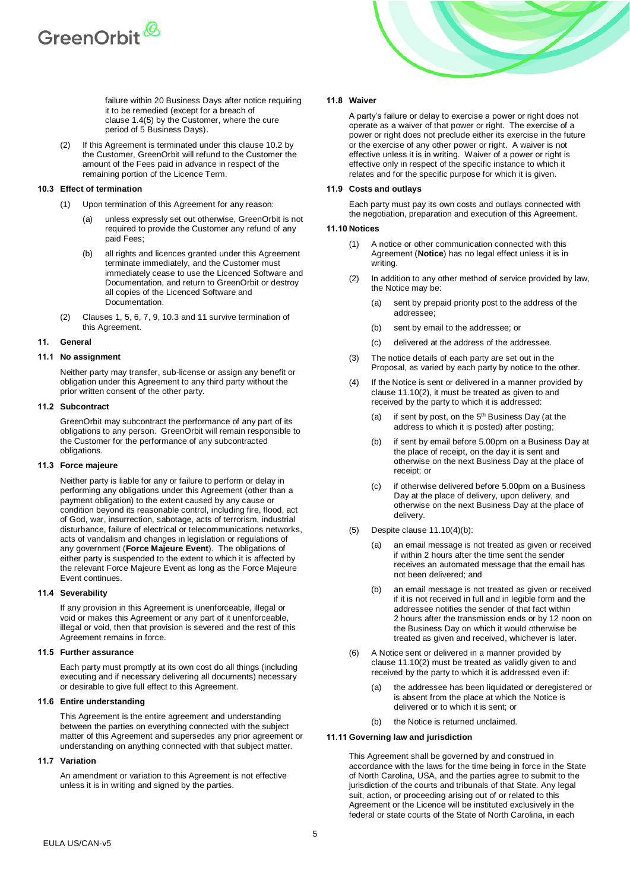failure within 20 Business Days after notice requiring it to be remedied (except for a breach of clause 1.4(5) by the Customer, where the cure period of 5 Business Days).

(2) If this Agreement is terminated under this clause 10.2 by the Customer, GreenOrbit will refund to the Customer the amount of the Fees paid in advance in respect of the remaining portion of the Licence Term.

**10.3 Effect of termination**

(1) Upon termination of this Agreement for any reason:

(a) unless expressly set out otherwise, GreenOrbit is not required to provide the Customer any refund of any paid Fees;

(b) all rights and licences granted under this Agreement terminate immediately, and the Customer must immediately cease to use the Licenced Software and Documentation, and return to GreenOrbit or destroy all copies of the Licenced Software and Documentation.

(2) Clauses 1, 5, 6, 7, 9, 10.3 and 11 survive termination of this Agreement.

## 11. General

**11.1 No assignment**

Neither party may transfer, sub-license or assign any benefit or obligation under this Agreement to any third party without the prior written consent of the other party.

**11.2 Subcontract**

GreenOrbit may subcontract the performance of any part of its obligations to any person. GreenOrbit will remain responsible to the Customer for the performance of any subcontracted obligations.

**11.3 Force majeure**

Neither party is liable for any or failure to perform or delay in performing any obligations under this Agreement (other than a payment obligation) to the extent caused by any cause or condition beyond its reasonable control, including fire, flood, act of God, war, insurrection, sabotage, acts of terrorism, industrial disturbance, failure of electrical or telecommunications networks, acts of vandalism and changes in legislation or regulations of any government (**Force Majeure Event**). The obligations of either party is suspended to the extent to which it is affected by the relevant Force Majeure Event as long as the Force Majeure Event continues.

**11.4 Severability**

If any provision in this Agreement is unenforceable, illegal or void or makes this Agreement or any part of it unenforceable, illegal or void, then that provision is severed and the rest of this Agreement remains in force.

**11.5 Further assurance**

Each party must promptly at its own cost do all things (including executing and if necessary delivering all documents) necessary or desirable to give full effect to this Agreement.

**11.6 Entire understanding**

This Agreement is the entire agreement and understanding between the parties on everything connected with the subject matter of this Agreement and supersedes any prior agreement or understanding on anything connected with that subject matter.

**11.7 Variation**

An amendment or variation to this Agreement is not effective unless it is in writing and signed by the parties.

**11.8 Waiver**

A party's failure or delay to exercise a power or right does not operate as a waiver of that power or right. The exercise of a power or right does not preclude either its exercise in the future or the exercise of any other power or right. A waiver is not effective unless it is in writing. Waiver of a power or right is effective only in respect of the specific instance to which it relates and for the specific purpose for which it is given.

**11.9 Costs and outlays**

Each party must pay its own costs and outlays connected with the negotiation, preparation and execution of this Agreement.

**11.10 Notices**

(1) A notice or other communication connected with this Agreement (**Notice**) has no legal effect unless it is in writing.

(2) In addition to any other method of service provided by law, the Notice may be:

(a) sent by prepaid priority post to the address of the addressee;

(b) sent by email to the addressee; or

(c) delivered at the address of the addressee.

(3) The notice details of each party are set out in the Proposal, as varied by each party by notice to the other.

(4) If the Notice is sent or delivered in a manner provided by clause 11.10(2), it must be treated as given to and received by the party to which it is addressed:

(a) if sent by post, on the 5th Business Day (at the address to which it is posted) after posting;

(b) if sent by email before 5.00pm on a Business Day at the place of receipt, on the day it is sent and otherwise on the next Business Day at the place of receipt; or

(c) if otherwise delivered before 5.00pm on a Business Day at the place of delivery, upon delivery, and otherwise on the next Business Day at the place of delivery.

(5) Despite clause 11.10(4)(b):

(a) an email message is not treated as given or received if within 2 hours after the time sent the sender receives an automated message that the email has not been delivered; and

(b) an email message is not treated as given or received if it is not received in full and in legible form and the addressee notifies the sender of that fact within 2 hours after the transmission ends or by 12 noon on the Business Day on which it would otherwise be treated as given and received, whichever is later.

(6) A Notice sent or delivered in a manner provided by clause 11.10(2) must be treated as validly given to and received by the party to which it is addressed even if:

(a) the addressee has been liquidated or deregistered or is absent from the place at which the Notice is delivered or to which it is sent; or

(b) the Notice is returned unclaimed.

**11.11 Governing law and jurisdiction**

This Agreement shall be governed by and construed in accordance with the laws for the time being in force in the State of North Carolina, USA, and the parties agree to submit to the jurisdiction of the courts and tribunals of that State. Any legal suit, action, or proceeding arising out of or related to this Agreement or the Licence will be instituted exclusively in the federal or state courts of the State of North Carolina, in each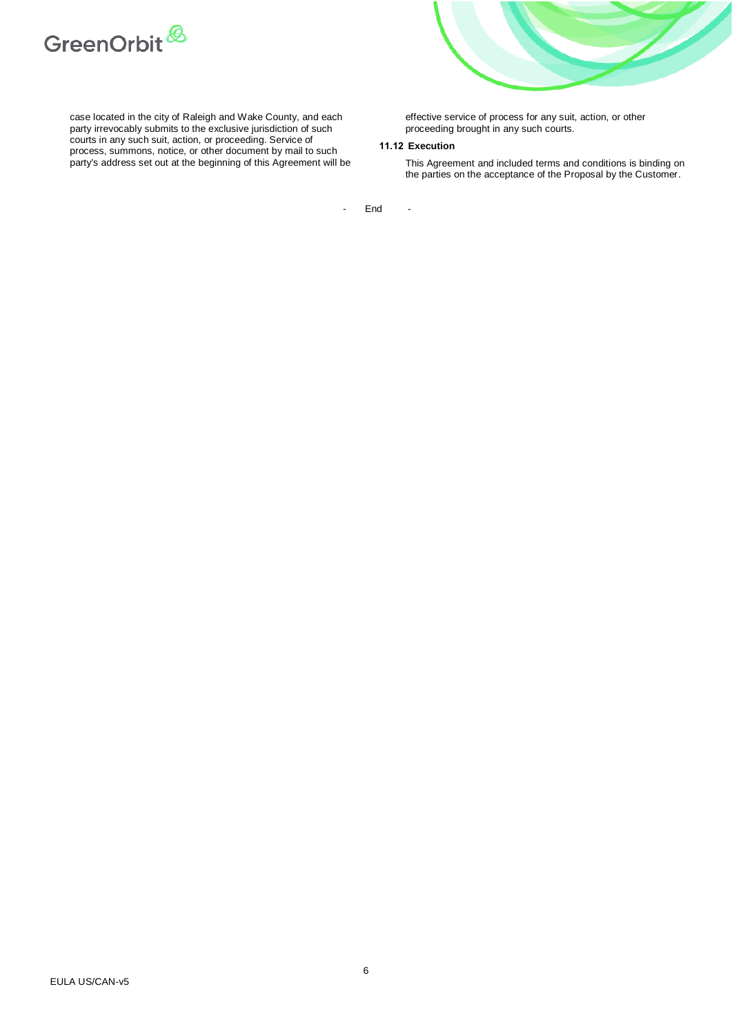case located in the city of Raleigh and Wake County, and each party irrevocably submits to the exclusive jurisdiction of such courts in any such suit, action, or proceeding. Service of process, summons, notice, or other document by mail to such party's address set out at the beginning of this Agreement will be effective service of process for any suit, action, or other proceeding brought in any such courts.

**11.12 Execution**

This Agreement and included terms and conditions is binding on the parties on the acceptance of the Proposal by the Customer.

\- End -